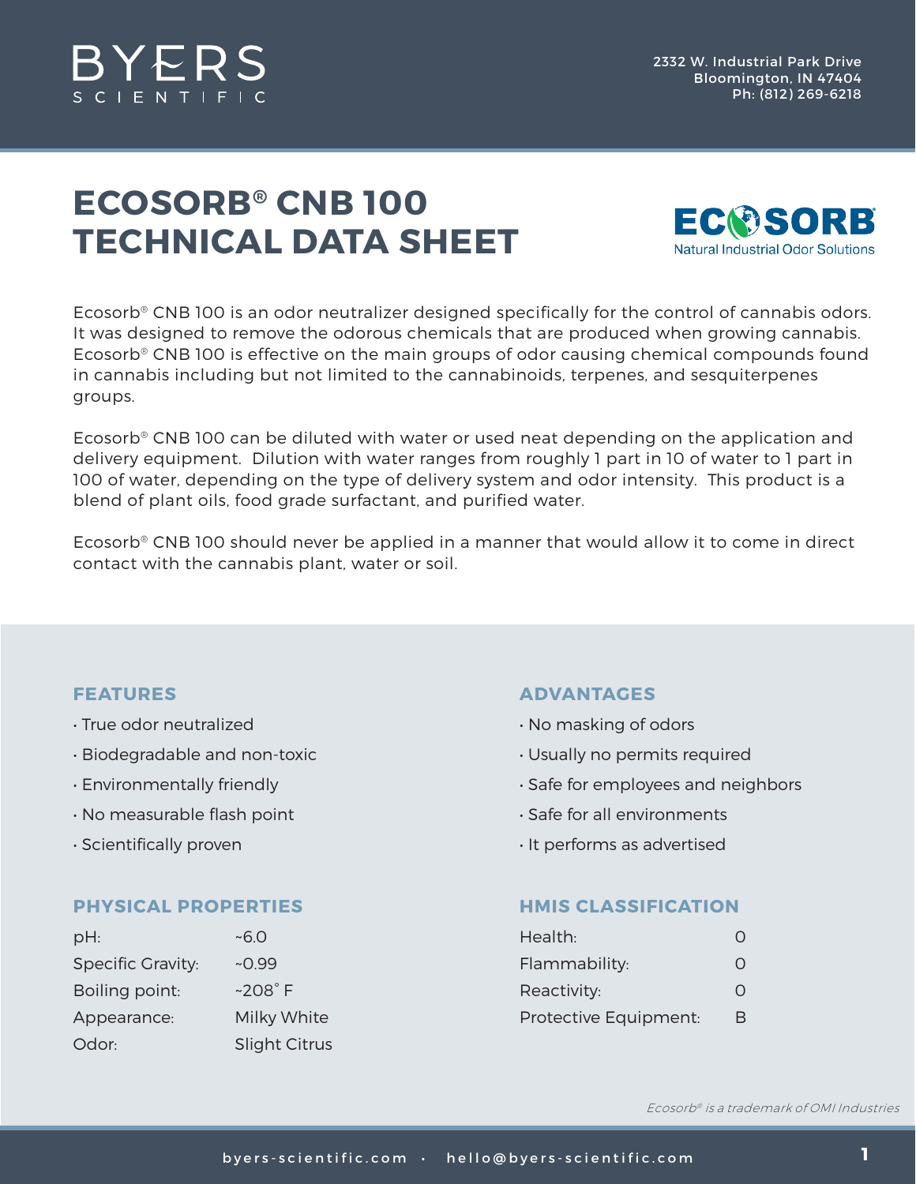BYERS SCIENTIFIC

2332 W. Industrial Park Drive
Bloomington, IN 47404
Ph: (812) 269-6218

# ECOSORB® CNB 100 TECHNICAL DATA SHEET

ECOSORB Natural Industrial Odor Solutions

Ecosorb® CNB 100 is an odor neutralizer designed specifically for the control of cannabis odors. It was designed to remove the odorous chemicals that are produced when growing cannabis. Ecosorb® CNB 100 is effective on the main groups of odor causing chemical compounds found in cannabis including but not limited to the cannabinoids, terpenes, and sesquiterpenes groups.

Ecosorb® CNB 100 can be diluted with water or used neat depending on the application and delivery equipment. Dilution with water ranges from roughly 1 part in 10 of water to 1 part in 100 of water, depending on the type of delivery system and odor intensity. This product is a blend of plant oils, food grade surfactant, and purified water.

Ecosorb® CNB 100 should never be applied in a manner that would allow it to come in direct contact with the cannabis plant, water or soil.

## FEATURES

- True odor neutralized
- Biodegradable and non-toxic
- Environmentally friendly
- No measurable flash point
- Scientifically proven

## ADVANTAGES

- No masking of odors
- Usually no permits required
- Safe for employees and neighbors
- Safe for all environments
- It performs as advertised

## PHYSICAL PROPERTIES

| Property | Value |
|---|---|
| pH: | ~6.0 |
| Specific Gravity: | ~0.99 |
| Boiling point: | ~208˚ F |
| Appearance: | Milky White |
| Odor: | Slight Citrus |

## HMIS CLASSIFICATION

| Category | Rating |
|---|---|
| Health: | 0 |
| Flammability: | 0 |
| Reactivity: | 0 |
| Protective Equipment: | B |

*Ecosorb® is a trademark of OMI Industries*

byers-scientific.com · hello@byers-scientific.com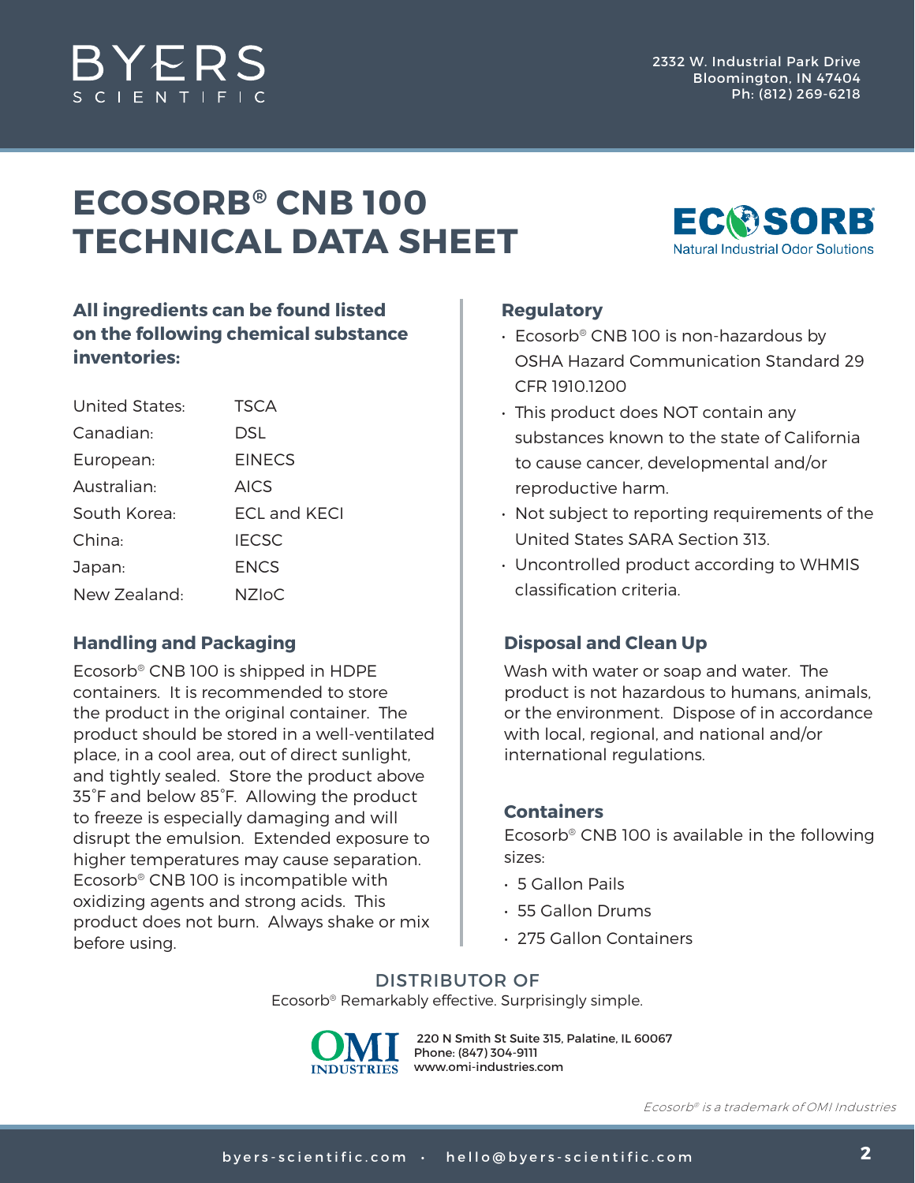BYERS SCIENTIFIC

2332 W. Industrial Park Drive
Bloomington, IN 47404
Ph: (812) 269-6218

# ECOSORB® CNB 100 TECHNICAL DATA SHEET

ECOSORB Natural Industrial Odor Solutions

### All ingredients can be found listed on the following chemical substance inventories:

| | |
|---|---|
| United States: | TSCA |
| Canadian: | DSL |
| European: | EINECS |
| Australian: | AICS |
| South Korea: | ECL and KECI |
| China: | IECSC |
| Japan: | ENCS |
| New Zealand: | NZIoC |

### Handling and Packaging

Ecosorb® CNB 100 is shipped in HDPE containers. It is recommended to store the product in the original container. The product should be stored in a well-ventilated place, in a cool area, out of direct sunlight, and tightly sealed. Store the product above 35˚F and below 85˚F. Allowing the product to freeze is especially damaging and will disrupt the emulsion. Extended exposure to higher temperatures may cause separation. Ecosorb® CNB 100 is incompatible with oxidizing agents and strong acids. This product does not burn. Always shake or mix before using.

### Regulatory

- Ecosorb® CNB 100 is non-hazardous by OSHA Hazard Communication Standard 29 CFR 1910.1200
- This product does NOT contain any substances known to the state of California to cause cancer, developmental and/or reproductive harm.
- Not subject to reporting requirements of the United States SARA Section 313.
- Uncontrolled product according to WHMIS classification criteria.

### Disposal and Clean Up

Wash with water or soap and water. The product is not hazardous to humans, animals, or the environment. Dispose of in accordance with local, regional, and national and/or international regulations.

### Containers

Ecosorb® CNB 100 is available in the following sizes:

- 5 Gallon Pails
- 55 Gallon Drums
- 275 Gallon Containers

DISTRIBUTOR OF

Ecosorb® Remarkably effective. Surprisingly simple.

OMI INDUSTRIES
220 N Smith St Suite 315, Palatine, IL 60067
Phone: (847) 304-9111
www.omi-industries.com

*Ecosorb® is a trademark of OMI Industries*

byers-scientific.com · hello@byers-scientific.com